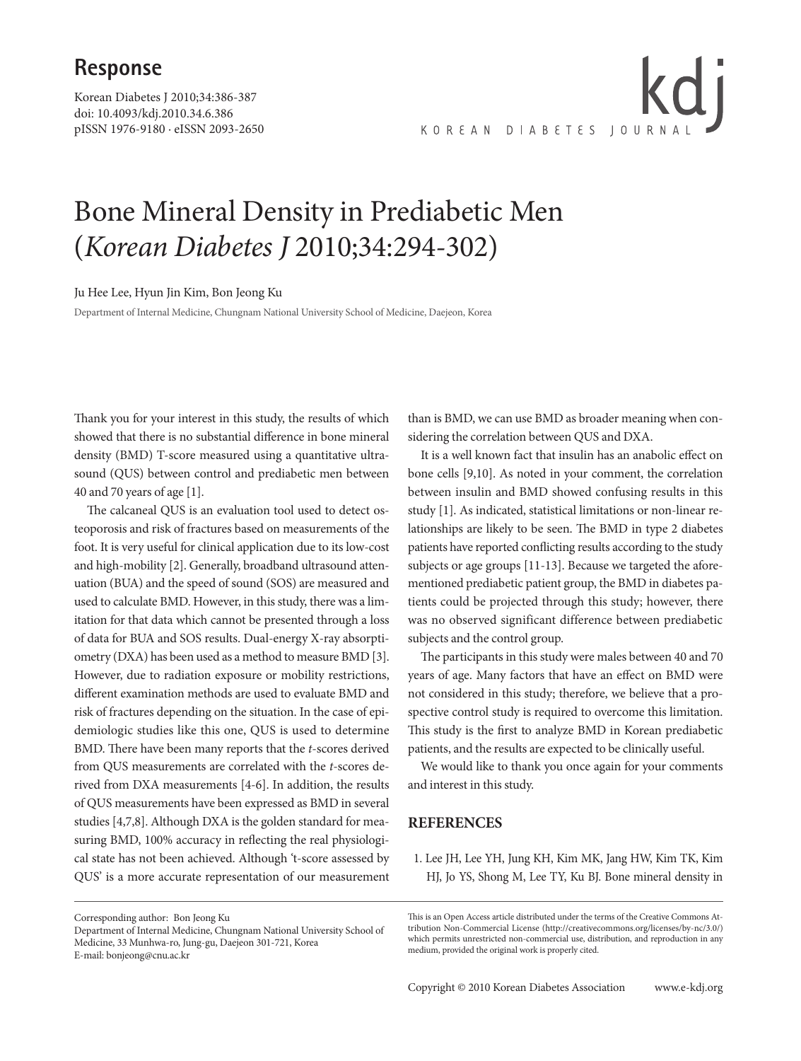## Response

Korean Diabetes J 2010;34:386-387
doi: 10.4093/kdj.2010.34.6.386
pISSN 1976-9180 · eISSN 2093-2650

# Bone Mineral Density in Prediabetic Men (*Korean Diabetes J* 2010;34:294-302)

Ju Hee Lee, Hyun Jin Kim, Bon Jeong Ku

Department of Internal Medicine, Chungnam National University School of Medicine, Daejeon, Korea

Thank you for your interest in this study, the results of which showed that there is no substantial difference in bone mineral density (BMD) T-score measured using a quantitative ultrasound (QUS) between control and prediabetic men between 40 and 70 years of age [1].

The calcaneal QUS is an evaluation tool used to detect osteoporosis and risk of fractures based on measurements of the foot. It is very useful for clinical application due to its low-cost and high-mobility [2]. Generally, broadband ultrasound attenuation (BUA) and the speed of sound (SOS) are measured and used to calculate BMD. However, in this study, there was a limitation for that data which cannot be presented through a loss of data for BUA and SOS results. Dual-energy X-ray absorptiometry (DXA) has been used as a method to measure BMD [3]. However, due to radiation exposure or mobility restrictions, different examination methods are used to evaluate BMD and risk of fractures depending on the situation. In the case of epidemiologic studies like this one, QUS is used to determine BMD. There have been many reports that the *t*-scores derived from QUS measurements are correlated with the *t*-scores derived from DXA measurements [4-6]. In addition, the results of QUS measurements have been expressed as BMD in several studies [4,7,8]. Although DXA is the golden standard for measuring BMD, 100% accuracy in reflecting the real physiological state has not been achieved. Although 't-score assessed by QUS' is a more accurate representation of our measurement than is BMD, we can use BMD as broader meaning when considering the correlation between QUS and DXA.

It is a well known fact that insulin has an anabolic effect on bone cells [9,10]. As noted in your comment, the correlation between insulin and BMD showed confusing results in this study [1]. As indicated, statistical limitations or non-linear relationships are likely to be seen. The BMD in type 2 diabetes patients have reported conflicting results according to the study subjects or age groups [11-13]. Because we targeted the aforementioned prediabetic patient group, the BMD in diabetes patients could be projected through this study; however, there was no observed significant difference between prediabetic subjects and the control group.

The participants in this study were males between 40 and 70 years of age. Many factors that have an effect on BMD were not considered in this study; therefore, we believe that a prospective control study is required to overcome this limitation. This study is the first to analyze BMD in Korean prediabetic patients, and the results are expected to be clinically useful.

We would like to thank you once again for your comments and interest in this study.

## REFERENCES

1. Lee JH, Lee YH, Jung KH, Kim MK, Jang HW, Kim TK, Kim HJ, Jo YS, Shong M, Lee TY, Ku BJ. Bone mineral density in

---

Corresponding author: Bon Jeong Ku
Department of Internal Medicine, Chungnam National University School of Medicine, 33 Munhwa-ro, Jung-gu, Daejeon 301-721, Korea
E-mail: bonjeong@cnu.ac.kr

This is an Open Access article distributed under the terms of the Creative Commons Attribution Non-Commercial License (http://creativecommons.org/licenses/by-nc/3.0/) which permits unrestricted non-commercial use, distribution, and reproduction in any medium, provided the original work is properly cited.

Copyright © 2010 Korean Diabetes Association www.e-kdj.org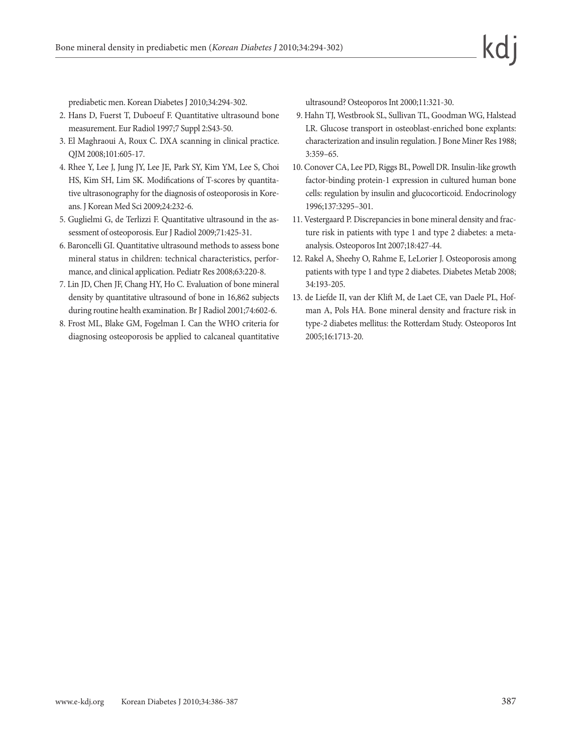prediabetic men. Korean Diabetes J 2010;34:294-302.

2. Hans D, Fuerst T, Duboeuf F. Quantitative ultrasound bone measurement. Eur Radiol 1997;7 Suppl 2:S43-50.
3. El Maghraoui A, Roux C. DXA scanning in clinical practice. QJM 2008;101:605-17.
4. Rhee Y, Lee J, Jung JY, Lee JE, Park SY, Kim YM, Lee S, Choi HS, Kim SH, Lim SK. Modifications of T-scores by quantitative ultrasonography for the diagnosis of osteoporosis in Koreans. J Korean Med Sci 2009;24:232-6.
5. Guglielmi G, de Terlizzi F. Quantitative ultrasound in the assessment of osteoporosis. Eur J Radiol 2009;71:425-31.
6. Baroncelli GI. Quantitative ultrasound methods to assess bone mineral status in children: technical characteristics, performance, and clinical application. Pediatr Res 2008;63:220-8.
7. Lin JD, Chen JF, Chang HY, Ho C. Evaluation of bone mineral density by quantitative ultrasound of bone in 16,862 subjects during routine health examination. Br J Radiol 2001;74:602-6.
8. Frost ML, Blake GM, Fogelman I. Can the WHO criteria for diagnosing osteoporosis be applied to calcaneal quantitative ultrasound? Osteoporos Int 2000;11:321-30.
9. Hahn TJ, Westbrook SL, Sullivan TL, Goodman WG, Halstead LR. Glucose transport in osteoblast-enriched bone explants: characterization and insulin regulation. J Bone Miner Res 1988; 3:359–65.
10. Conover CA, Lee PD, Riggs BL, Powell DR. Insulin-like growth factor-binding protein-1 expression in cultured human bone cells: regulation by insulin and glucocorticoid. Endocrinology 1996;137:3295–301.
11. Vestergaard P. Discrepancies in bone mineral density and fracture risk in patients with type 1 and type 2 diabetes: a meta-analysis. Osteoporos Int 2007;18:427-44.
12. Rakel A, Sheehy O, Rahme E, LeLorier J. Osteoporosis among patients with type 1 and type 2 diabetes. Diabetes Metab 2008; 34:193-205.
13. de Liefde II, van der Klift M, de Laet CE, van Daele PL, Hofman A, Pols HA. Bone mineral density and fracture risk in type-2 diabetes mellitus: the Rotterdam Study. Osteoporos Int 2005;16:1713-20.